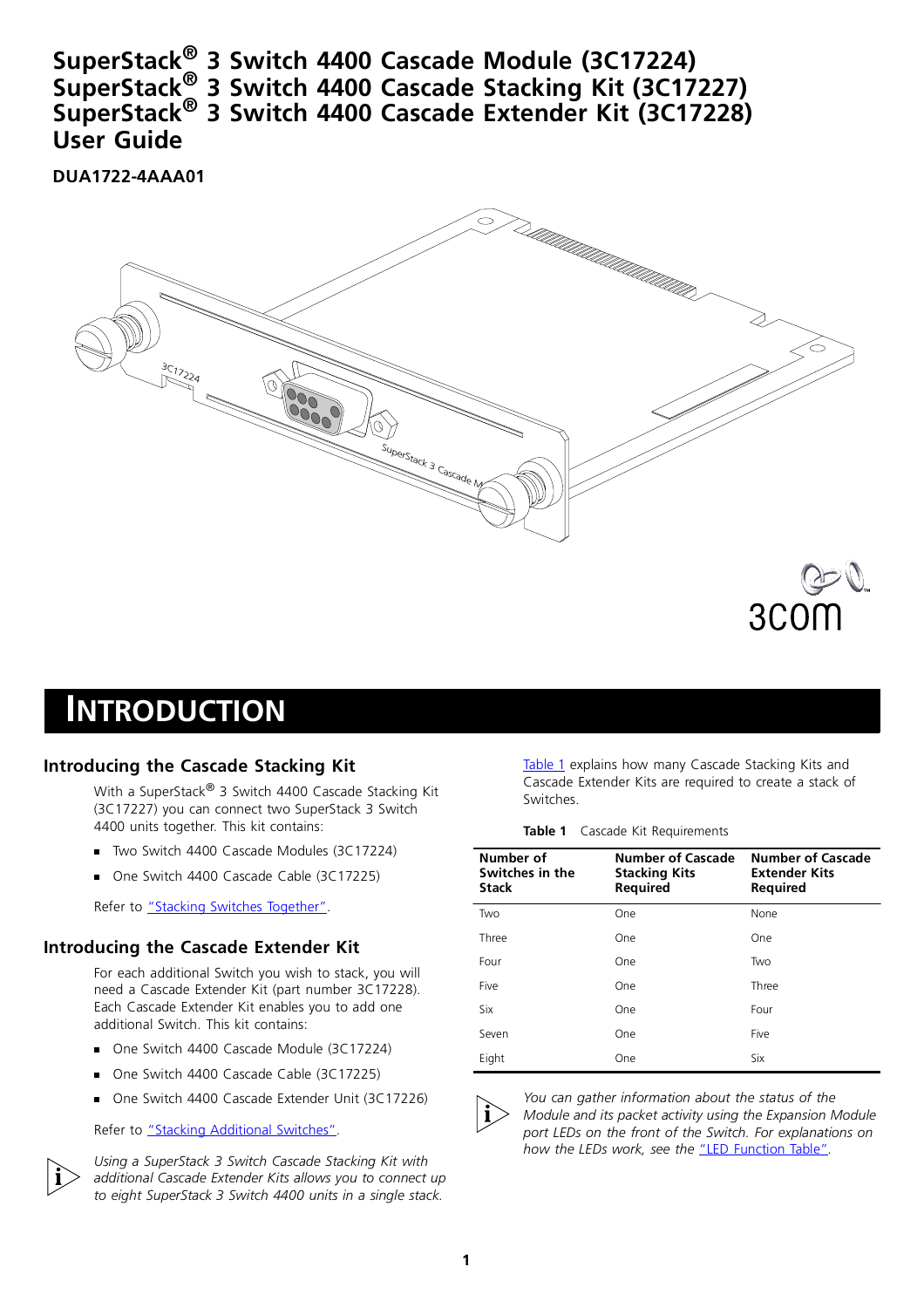# SuperStack® 3 Switch 4400 Cascade Module (3C17224) SuperStack® 3 Switch 4400 Cascade Stacking Kit (3C17227) SuperStack® 3 Switch 4400 Cascade Extender Kit (3C17228) User Guide

**DUA1722-4AAA01**

# INTRODUCTION

## Introducing the Cascade Stacking Kit

With a SuperStack® 3 Switch 4400 Cascade Stacking Kit (3C17227) you can connect two SuperStack 3 Switch 4400 units together. This kit contains:

- Two Switch 4400 Cascade Modules (3C17224)
- One Switch 4400 Cascade Cable (3C17225)

Refer to "Stacking Switches Together".

## Introducing the Cascade Extender Kit

For each additional Switch you wish to stack, you will need a Cascade Extender Kit (part number 3C17228). Each Cascade Extender Kit enables you to add one additional Switch. This kit contains:

- One Switch 4400 Cascade Module (3C17224)
- One Switch 4400 Cascade Cable (3C17225)
- One Switch 4400 Cascade Extender Unit (3C17226)

Refer to "Stacking Additional Switches".

*Using a SuperStack 3 Switch Cascade Stacking Kit with additional Cascade Extender Kits allows you to connect up to eight SuperStack 3 Switch 4400 units in a single stack.*

Table 1 explains how many Cascade Stacking Kits and Cascade Extender Kits are required to create a stack of Switches.

**Table 1** Cascade Kit Requirements

| Number of Switches in the Stack | Number of Cascade Stacking Kits Required | Number of Cascade Extender Kits Required |
|---|---|---|
| Two | One | None |
| Three | One | One |
| Four | One | Two |
| Five | One | Three |
| Six | One | Four |
| Seven | One | Five |
| Eight | One | Six |

*You can gather information about the status of the Module and its packet activity using the Expansion Module port LEDs on the front of the Switch. For explanations on how the LEDs work, see the "LED Function Table".*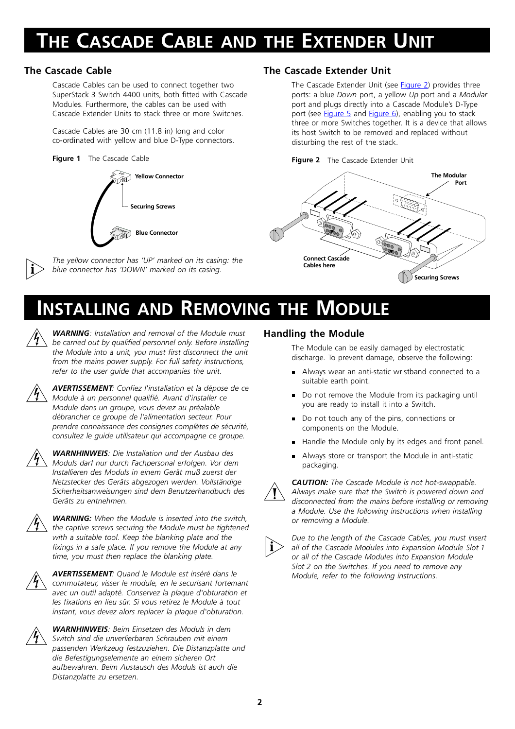# The Cascade Cable and the Extender Unit

## The Cascade Cable

Cascade Cables can be used to connect together two SuperStack 3 Switch 4400 units, both fitted with Cascade Modules. Furthermore, the cables can be used with Cascade Extender Units to stack three or more Switches.

Cascade Cables are 30 cm (11.8 in) long and color co-ordinated with yellow and blue D-Type connectors.

**Figure 1** The Cascade Cable

Yellow Connector

Securing Screws

Blue Connector

*The yellow connector has 'UP' marked on its casing: the blue connector has 'DOWN' marked on its casing.*

## The Cascade Extender Unit

The Cascade Extender Unit (see Figure 2) provides three ports: a blue *Down* port, a yellow *Up* port and a *Modular* port and plugs directly into a Cascade Module's D-Type port (see Figure 5 and Figure 6), enabling you to stack three or more Switches together. It is a device that allows its host Switch to be removed and replaced without disturbing the rest of the stack.

**Figure 2** The Cascade Extender Unit

The Modular Port

Connect Cascade Cables here

Securing Screws

# Installing and Removing the Module

***WARNING****: Installation and removal of the Module must be carried out by qualified personnel only. Before installing the Module into a unit, you must first disconnect the unit from the mains power supply. For full safety instructions, refer to the user guide that accompanies the unit.*

***AVERTISSEMENT****: Confiez l'installation et la dépose de ce Module à un personnel qualifié. Avant d'installer ce Module dans un groupe, vous devez au préalable débrancher ce groupe de l'alimentation secteur. Pour prendre connaissance des consignes complètes de sécurité, consultez le guide utilisateur qui accompagne ce groupe.*

***WARNHINWEIS****: Die Installation und der Ausbau des Moduls darf nur durch Fachpersonal erfolgen. Vor dem Installieren des Moduls in einem Gerät muß zuerst der Netzstecker des Geräts abgezogen werden. Vollständige Sicherheitsanweisungen sind dem Benutzerhandbuch des Geräts zu entnehmen.*

***WARNING:*** *When the Module is inserted into the switch, the captive screws securing the Module must be tightened with a suitable tool. Keep the blanking plate and the fixings in a safe place. If you remove the Module at any time, you must then replace the blanking plate.*

***AVERTISSEMENT****: Quand le Module est inséré dans le commutateur, visser le module, en le securisant fortemant avec un outil adapté. Conservez la plaque d'obturation et les fixations en lieu sûr. Si vous retirez le Module à tout instant, vous devez alors replacer la plaque d'obturation.*

***WARNHINWEIS****: Beim Einsetzen des Moduls in dem Switch sind die unverlierbaren Schrauben mit einem passenden Werkzeug festzuziehen. Die Distanzplatte und die Befestigungselemente an einem sicheren Ort aufbewahren. Beim Austausch des Moduls ist auch die Distanzplatte zu ersetzen.*

## Handling the Module

The Module can be easily damaged by electrostatic discharge. To prevent damage, observe the following:

- Always wear an anti-static wristband connected to a suitable earth point.
- Do not remove the Module from its packaging until you are ready to install it into a Switch.
- Do not touch any of the pins, connections or components on the Module.
- Handle the Module only by its edges and front panel.
- Always store or transport the Module in anti-static packaging.

***CAUTION:*** *The Cascade Module is not hot-swappable. Always make sure that the Switch is powered down and disconnected from the mains before installing or removing a Module. Use the following instructions when installing or removing a Module.*

*Due to the length of the Cascade Cables, you must insert all of the Cascade Modules into Expansion Module Slot 1 or all of the Cascade Modules into Expansion Module Slot 2 on the Switches. If you need to remove any Module, refer to the following instructions.*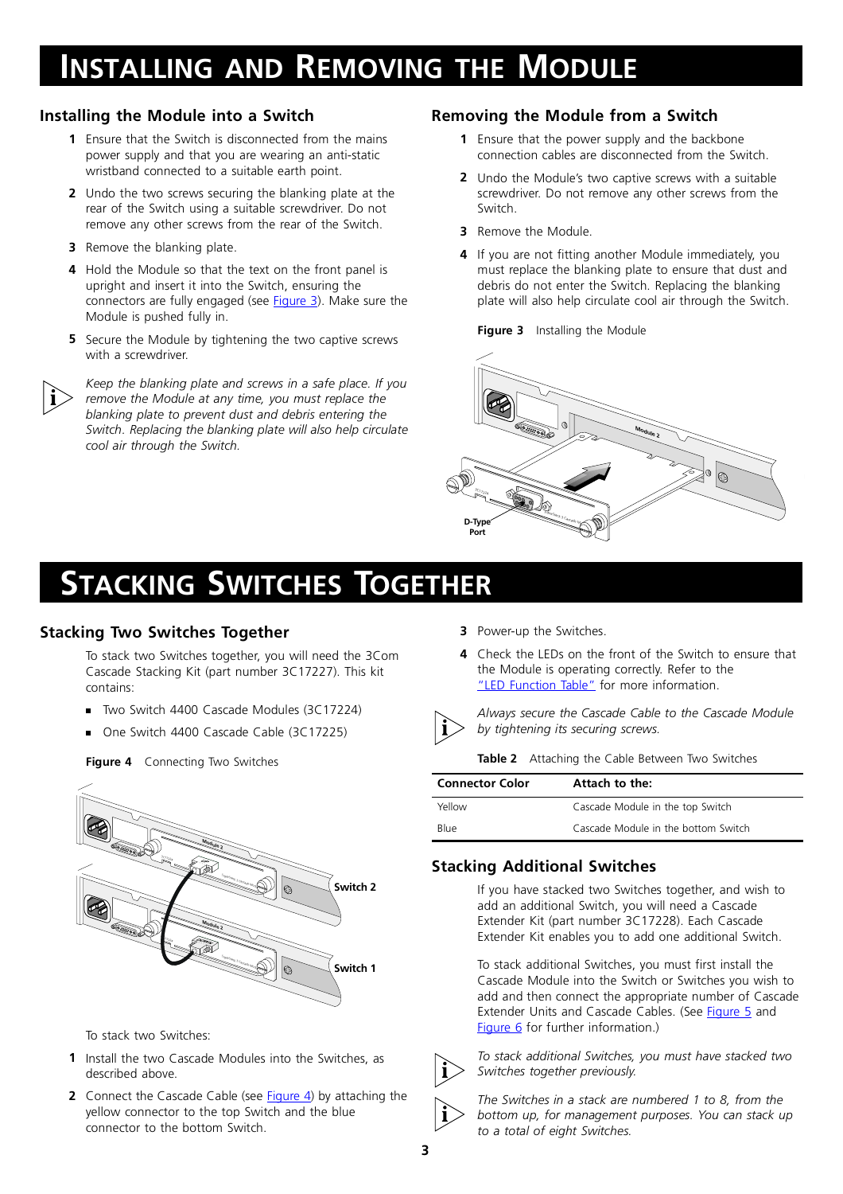# Installing and Removing the Module

## Installing the Module into a Switch

1. Ensure that the Switch is disconnected from the mains power supply and that you are wearing an anti-static wristband connected to a suitable earth point.
2. Undo the two screws securing the blanking plate at the rear of the Switch using a suitable screwdriver. Do not remove any other screws from the rear of the Switch.
3. Remove the blanking plate.
4. Hold the Module so that the text on the front panel is upright and insert it into the Switch, ensuring the connectors are fully engaged (see Figure 3). Make sure the Module is pushed fully in.
5. Secure the Module by tightening the two captive screws with a screwdriver.

*Keep the blanking plate and screws in a safe place. If you remove the Module at any time, you must replace the blanking plate to prevent dust and debris entering the Switch. Replacing the blanking plate will also help circulate cool air through the Switch.*

## Removing the Module from a Switch

1. Ensure that the power supply and the backbone connection cables are disconnected from the Switch.
2. Undo the Module's two captive screws with a suitable screwdriver. Do not remove any other screws from the Switch.
3. Remove the Module.
4. If you are not fitting another Module immediately, you must replace the blanking plate to ensure that dust and debris do not enter the Switch. Replacing the blanking plate will also help circulate cool air through the Switch.

**Figure 3** Installing the Module

# Stacking Switches Together

## Stacking Two Switches Together

To stack two Switches together, you will need the 3Com Cascade Stacking Kit (part number 3C17227). This kit contains:

- Two Switch 4400 Cascade Modules (3C17224)
- One Switch 4400 Cascade Cable (3C17225)

**Figure 4** Connecting Two Switches

To stack two Switches:

1. Install the two Cascade Modules into the Switches, as described above.
2. Connect the Cascade Cable (see Figure 4) by attaching the yellow connector to the top Switch and the blue connector to the bottom Switch.
3. Power-up the Switches.
4. Check the LEDs on the front of the Switch to ensure that the Module is operating correctly. Refer to the "LED Function Table" for more information.

*Always secure the Cascade Cable to the Cascade Module by tightening its securing screws.*

**Table 2** Attaching the Cable Between Two Switches

| Connector Color | Attach to the: |
|---|---|
| Yellow | Cascade Module in the top Switch |
| Blue | Cascade Module in the bottom Switch |

## Stacking Additional Switches

If you have stacked two Switches together, and wish to add an additional Switch, you will need a Cascade Extender Kit (part number 3C17228). Each Cascade Extender Kit enables you to add one additional Switch.

To stack additional Switches, you must first install the Cascade Module into the Switch or Switches you wish to add and then connect the appropriate number of Cascade Extender Units and Cascade Cables. (See Figure 5 and Figure 6 for further information.)

*To stack additional Switches, you must have stacked two Switches together previously.*

*The Switches in a stack are numbered 1 to 8, from the bottom up, for management purposes. You can stack up to a total of eight Switches.*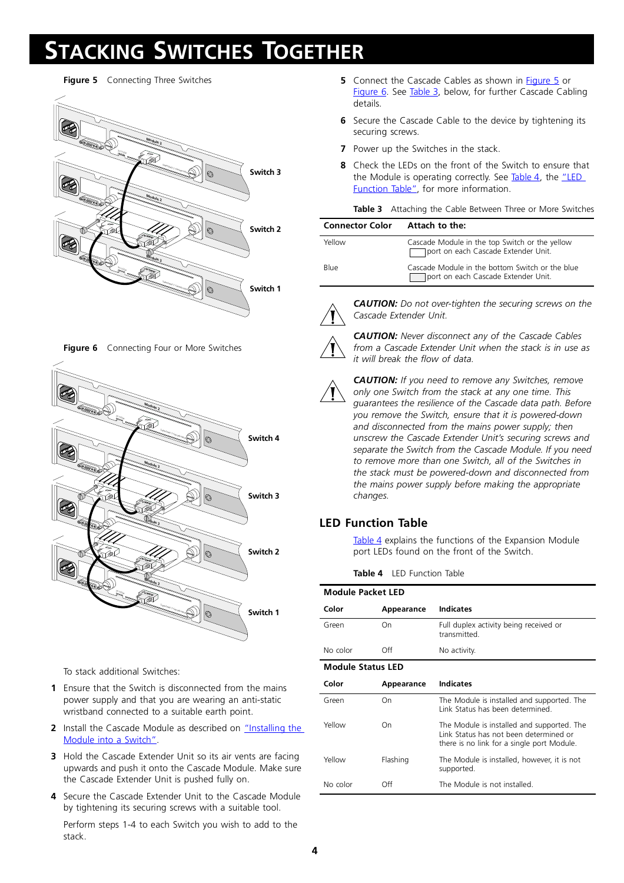# Stacking Switches Together

**Figure 5** Connecting Three Switches

**Figure 6** Connecting Four or More Switches

To stack additional Switches:

1. Ensure that the Switch is disconnected from the mains power supply and that you are wearing an anti-static wristband connected to a suitable earth point.
2. Install the Cascade Module as described on "Installing the Module into a Switch".
3. Hold the Cascade Extender Unit so its air vents are facing upwards and push it onto the Cascade Module. Make sure the Cascade Extender Unit is pushed fully on.
4. Secure the Cascade Extender Unit to the Cascade Module by tightening its securing screws with a suitable tool.

   Perform steps 1-4 to each Switch you wish to add to the stack.

5. Connect the Cascade Cables as shown in Figure 5 or Figure 6. See Table 3, below, for further Cascade Cabling details.
6. Secure the Cascade Cable to the device by tightening its securing screws.
7. Power up the Switches in the stack.
8. Check the LEDs on the front of the Switch to ensure that the Module is operating correctly. See Table 4, the "LED Function Table", for more information.

**Table 3** Attaching the Cable Between Three or More Switches

| Connector Color | Attach to the: |
|---|---|
| Yellow | Cascade Module in the top Switch or the yellow port on each Cascade Extender Unit. |
| Blue | Cascade Module in the bottom Switch or the blue port on each Cascade Extender Unit. |

***CAUTION:*** *Do not over-tighten the securing screws on the Cascade Extender Unit.*

***CAUTION:*** *Never disconnect any of the Cascade Cables from a Cascade Extender Unit when the stack is in use as it will break the flow of data.*

***CAUTION:*** *If you need to remove any Switches, remove only one Switch from the stack at any one time. This guarantees the resilience of the Cascade data path. Before you remove the Switch, ensure that it is powered-down and disconnected from the mains power supply; then unscrew the Cascade Extender Unit's securing screws and separate the Switch from the Cascade Module. If you need to remove more than one Switch, all of the Switches in the stack must be powered-down and disconnected from the mains power supply before making the appropriate changes.*

## LED Function Table

Table 4 explains the functions of the Expansion Module port LEDs found on the front of the Switch.

**Table 4** LED Function Table

| **Module Packet LED** | | |
|---|---|---|
| **Color** | **Appearance** | **Indicates** |
| Green | On | Full duplex activity being received or transmitted. |
| No color | Off | No activity. |
| **Module Status LED** | | |
| **Color** | **Appearance** | **Indicates** |
| Green | On | The Module is installed and supported. The Link Status has been determined. |
| Yellow | On | The Module is installed and supported. The Link Status has not been determined or there is no link for a single port Module. |
| Yellow | Flashing | The Module is installed, however, it is not supported. |
| No color | Off | The Module is not installed. |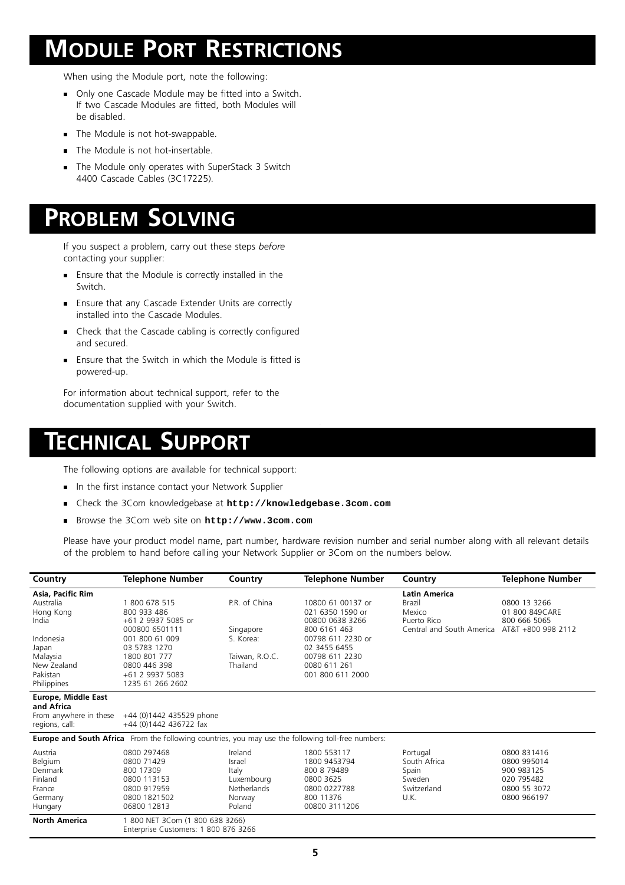# MODULE PORT RESTRICTIONS

When using the Module port, note the following:

- Only one Cascade Module may be fitted into a Switch. If two Cascade Modules are fitted, both Modules will be disabled.
- The Module is not hot-swappable.
- The Module is not hot-insertable.
- The Module only operates with SuperStack 3 Switch 4400 Cascade Cables (3C17225).

# PROBLEM SOLVING

If you suspect a problem, carry out these steps *before* contacting your supplier:

- Ensure that the Module is correctly installed in the Switch.
- Ensure that any Cascade Extender Units are correctly installed into the Cascade Modules.
- Check that the Cascade cabling is correctly configured and secured.
- Ensure that the Switch in which the Module is fitted is powered-up.

For information about technical support, refer to the documentation supplied with your Switch.

# TECHNICAL SUPPORT

The following options are available for technical support:

- In the first instance contact your Network Supplier
- Check the 3Com knowledgebase at **`http://knowledgebase.3com.com`**
- Browse the 3Com web site on **`http://www.3com.com`**

Please have your product model name, part number, hardware revision number and serial number along with all relevant details of the problem to hand before calling your Network Supplier or 3Com on the numbers below.

| Country | Telephone Number | Country | Telephone Number | Country | Telephone Number |
|---|---|---|---|---|---|
| **Asia, Pacific Rim** | | | | **Latin America** | |
| Australia | 1 800 678 515 | P.R. of China | 10800 61 00137 or | Brazil | 0800 13 3266 |
| Hong Kong | 800 933 486 | | 021 6350 1590 or | Mexico | 01 800 849CARE |
| India | +61 2 9937 5085 or | | 00800 0638 3266 | Puerto Rico | 800 666 5065 |
| | 000800 6501111 | Singapore | 800 6161 463 | Central and South America | AT&T +800 998 2112 |
| Indonesia | 001 800 61 009 | S. Korea: | 00798 611 2230 or | | |
| Japan | 03 5783 1270 | | 02 3455 6455 | | |
| Malaysia | 1800 801 777 | Taiwan, R.O.C. | 00798 611 2230 | | |
| New Zealand | 0800 446 398 | Thailand | 0080 611 261 | | |
| Pakistan | +61 2 9937 5083 | | 001 800 611 2000 | | |
| Philippines | 1235 61 266 2602 | | | | |
| **Europe, Middle East and Africa** | | | | | |
| From anywhere in these regions, call: | +44 (0)1442 435529 phone<br>+44 (0)1442 436722 fax | | | | |
| **Europe and South Africa** | From the following countries, you may use the following toll-free numbers: | | | | |
| Austria | 0800 297468 | Ireland | 1800 553117 | Portugal | 0800 831416 |
| Belgium | 0800 71429 | Israel | 1800 9453794 | South Africa | 0800 995014 |
| Denmark | 800 17309 | Italy | 800 8 79489 | Spain | 900 983125 |
| Finland | 0800 113153 | Luxembourg | 0800 3625 | Sweden | 020 795482 |
| France | 0800 917959 | Netherlands | 0800 0227788 | Switzerland | 0800 55 3072 |
| Germany | 0800 1821502 | Norway | 800 11376 | U.K. | 0800 966197 |
| Hungary | 06800 12813 | Poland | 00800 3111206 | | |
| **North America** | 1 800 NET 3Com (1 800 638 3266)<br>Enterprise Customers: 1 800 876 3266 | | | | |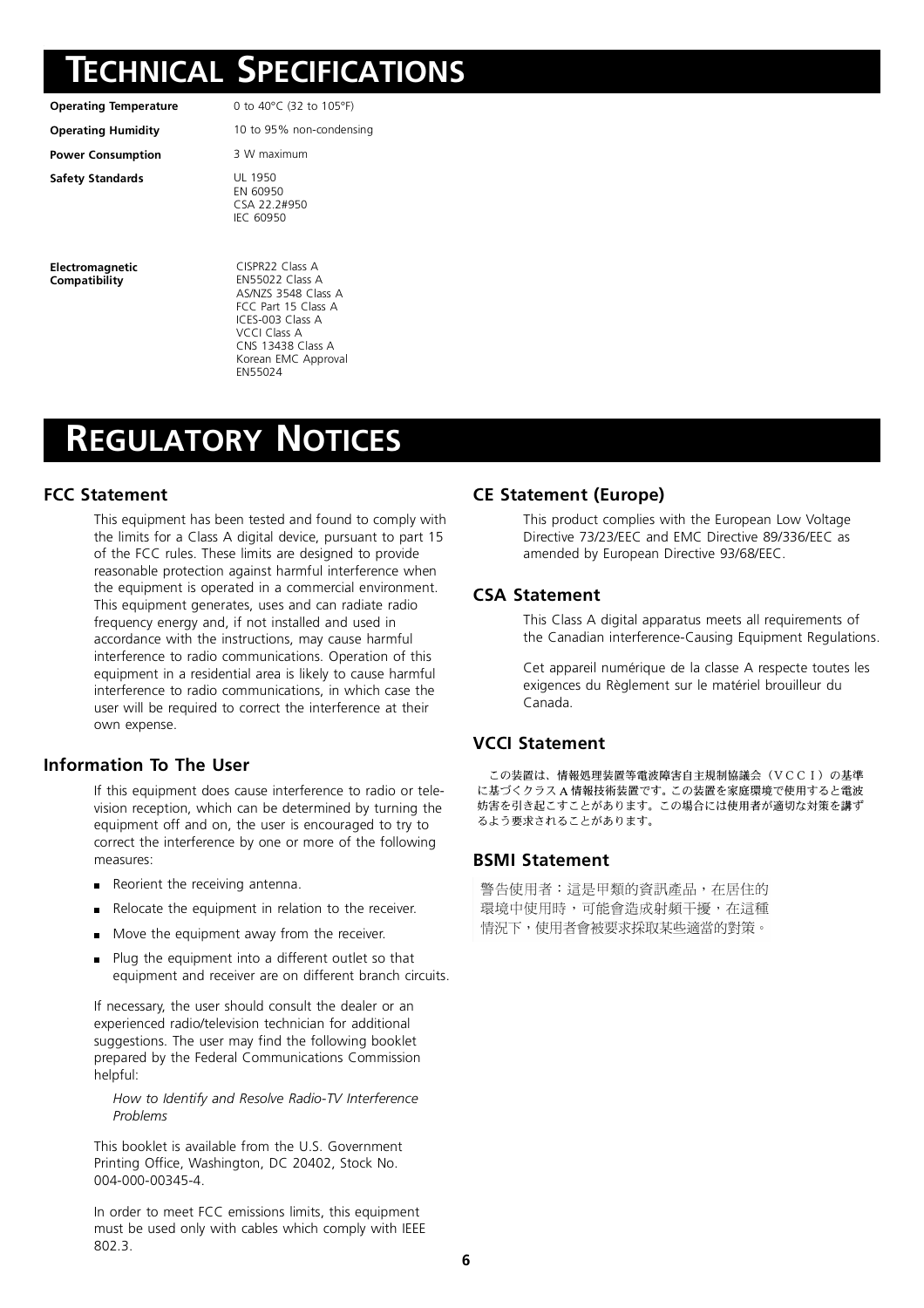# Technical Specifications

| | |
|---|---|
| **Operating Temperature** | 0 to 40°C (32 to 105°F) |
| **Operating Humidity** | 10 to 95% non-condensing |
| **Power Consumption** | 3 W maximum |
| **Safety Standards** | UL 1950<br>EN 60950<br>CSA 22.2#950<br>IEC 60950 |
| **Electromagnetic Compatibility** | CISPR22 Class A<br>EN55022 Class A<br>AS/NZS 3548 Class A<br>FCC Part 15 Class A<br>ICES-003 Class A<br>VCCI Class A<br>CNS 13438 Class A<br>Korean EMC Approval<br>EN55024 |

# Regulatory Notices

## FCC Statement

This equipment has been tested and found to comply with the limits for a Class A digital device, pursuant to part 15 of the FCC rules. These limits are designed to provide reasonable protection against harmful interference when the equipment is operated in a commercial environment. This equipment generates, uses and can radiate radio frequency energy and, if not installed and used in accordance with the instructions, may cause harmful interference to radio communications. Operation of this equipment in a residential area is likely to cause harmful interference to radio communications, in which case the user will be required to correct the interference at their own expense.

## Information To The User

If this equipment does cause interference to radio or television reception, which can be determined by turning the equipment off and on, the user is encouraged to try to correct the interference by one or more of the following measures:

- Reorient the receiving antenna.
- Relocate the equipment in relation to the receiver.
- Move the equipment away from the receiver.
- Plug the equipment into a different outlet so that equipment and receiver are on different branch circuits.

If necessary, the user should consult the dealer or an experienced radio/television technician for additional suggestions. The user may find the following booklet prepared by the Federal Communications Commission helpful:

*How to Identify and Resolve Radio-TV Interference Problems*

This booklet is available from the U.S. Government Printing Office, Washington, DC 20402, Stock No. 004-000-00345-4.

In order to meet FCC emissions limits, this equipment must be used only with cables which comply with IEEE 802.3.

## CE Statement (Europe)

This product complies with the European Low Voltage Directive 73/23/EEC and EMC Directive 89/336/EEC as amended by European Directive 93/68/EEC.

## CSA Statement

This Class A digital apparatus meets all requirements of the Canadian interference-Causing Equipment Regulations.

Cet appareil numérique de la classe A respecte toutes les exigences du Règlement sur le matériel brouilleur du Canada.

## VCCI Statement

この装置は、情報処理装置等電波障害自主規制協議会（ＶＣＣＩ）の基準に基づくクラスＡ情報技術装置です。この装置を家庭環境で使用すると電波妨害を引き起こすことがあります。この場合には使用者が適切な対策を講ずるよう要求されることがあります。

## BSMI Statement

警告使用者：這是甲類的資訊產品，在居住的環境中使用時，可能會造成射頻干擾，在這種情況下，使用者會被要求採取某些適當的對策。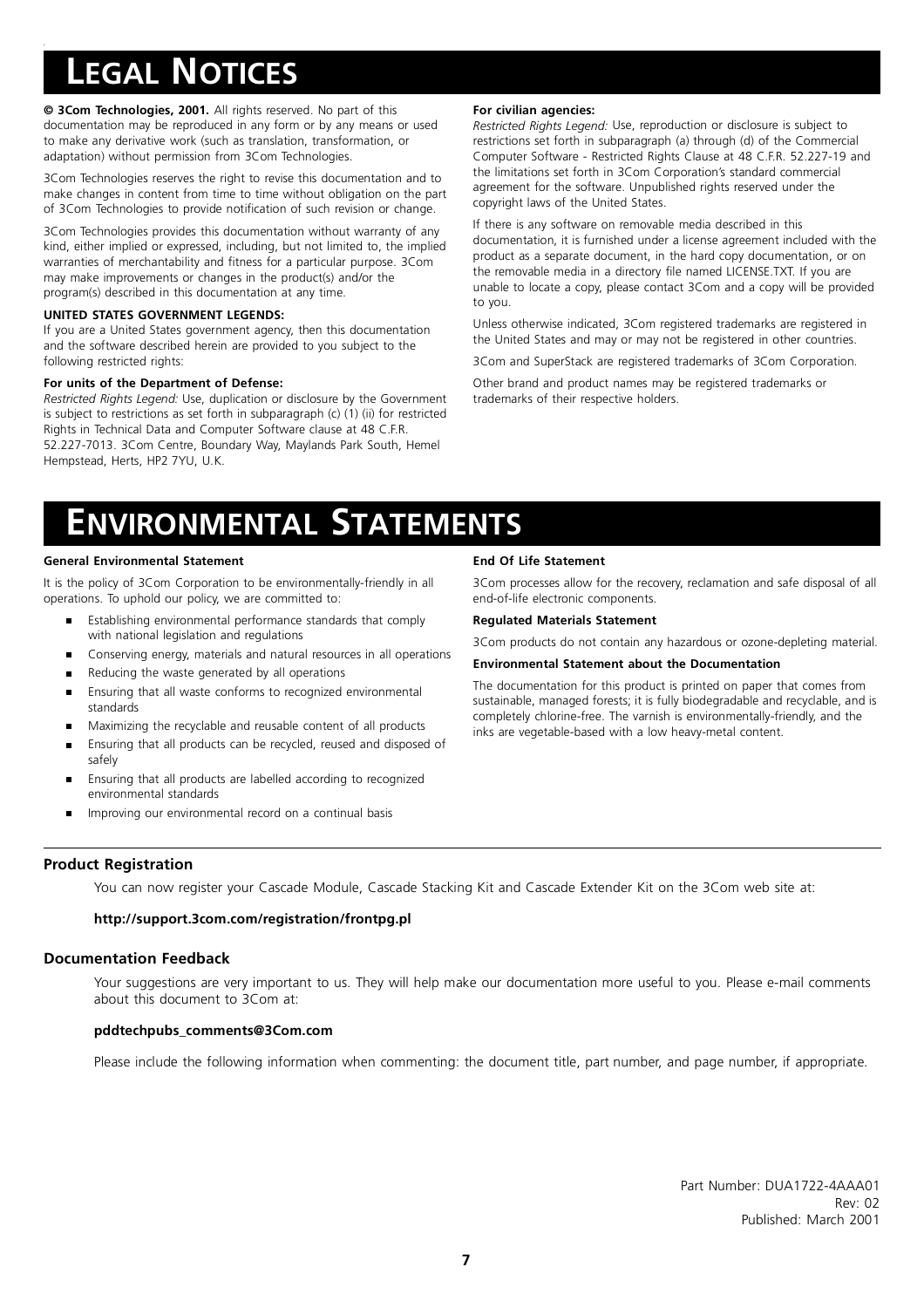# LEGAL NOTICES

**© 3Com Technologies, 2001.** All rights reserved. No part of this documentation may be reproduced in any form or by any means or used to make any derivative work (such as translation, transformation, or adaptation) without permission from 3Com Technologies.

3Com Technologies reserves the right to revise this documentation and to make changes in content from time to time without obligation on the part of 3Com Technologies to provide notification of such revision or change.

3Com Technologies provides this documentation without warranty of any kind, either implied or expressed, including, but not limited to, the implied warranties of merchantability and fitness for a particular purpose. 3Com may make improvements or changes in the product(s) and/or the program(s) described in this documentation at any time.

**UNITED STATES GOVERNMENT LEGENDS:**
If you are a United States government agency, then this documentation and the software described herein are provided to you subject to the following restricted rights:

**For units of the Department of Defense:**
*Restricted Rights Legend:* Use, duplication or disclosure by the Government is subject to restrictions as set forth in subparagraph (c) (1) (ii) for restricted Rights in Technical Data and Computer Software clause at 48 C.F.R. 52.227-7013. 3Com Centre, Boundary Way, Maylands Park South, Hemel Hempstead, Herts, HP2 7YU, U.K.

**For civilian agencies:**
*Restricted Rights Legend:* Use, reproduction or disclosure is subject to restrictions set forth in subparagraph (a) through (d) of the Commercial Computer Software - Restricted Rights Clause at 48 C.F.R. 52.227-19 and the limitations set forth in 3Com Corporation's standard commercial agreement for the software. Unpublished rights reserved under the copyright laws of the United States.

If there is any software on removable media described in this documentation, it is furnished under a license agreement included with the product as a separate document, in the hard copy documentation, or on the removable media in a directory file named LICENSE.TXT. If you are unable to locate a copy, please contact 3Com and a copy will be provided to you.

Unless otherwise indicated, 3Com registered trademarks are registered in the United States and may or may not be registered in other countries.

3Com and SuperStack are registered trademarks of 3Com Corporation.

Other brand and product names may be registered trademarks or trademarks of their respective holders.

# ENVIRONMENTAL STATEMENTS

**General Environmental Statement**

It is the policy of 3Com Corporation to be environmentally-friendly in all operations. To uphold our policy, we are committed to:

- Establishing environmental performance standards that comply with national legislation and regulations
- Conserving energy, materials and natural resources in all operations
- Reducing the waste generated by all operations
- Ensuring that all waste conforms to recognized environmental standards
- Maximizing the recyclable and reusable content of all products
- Ensuring that all products can be recycled, reused and disposed of safely
- Ensuring that all products are labelled according to recognized environmental standards
- Improving our environmental record on a continual basis

**End Of Life Statement**

3Com processes allow for the recovery, reclamation and safe disposal of all end-of-life electronic components.

**Regulated Materials Statement**

3Com products do not contain any hazardous or ozone-depleting material.

**Environmental Statement about the Documentation**

The documentation for this product is printed on paper that comes from sustainable, managed forests; it is fully biodegradable and recyclable, and is completely chlorine-free. The varnish is environmentally-friendly, and the inks are vegetable-based with a low heavy-metal content.

### Product Registration

You can now register your Cascade Module, Cascade Stacking Kit and Cascade Extender Kit on the 3Com web site at:

**http://support.3com.com/registration/frontpg.pl**

### Documentation Feedback

Your suggestions are very important to us. They will help make our documentation more useful to you. Please e-mail comments about this document to 3Com at:

**pddtechpubs_comments@3Com.com**

Please include the following information when commenting: the document title, part number, and page number, if appropriate.

Part Number: DUA1722-4AAA01
Rev: 02
Published: March 2001